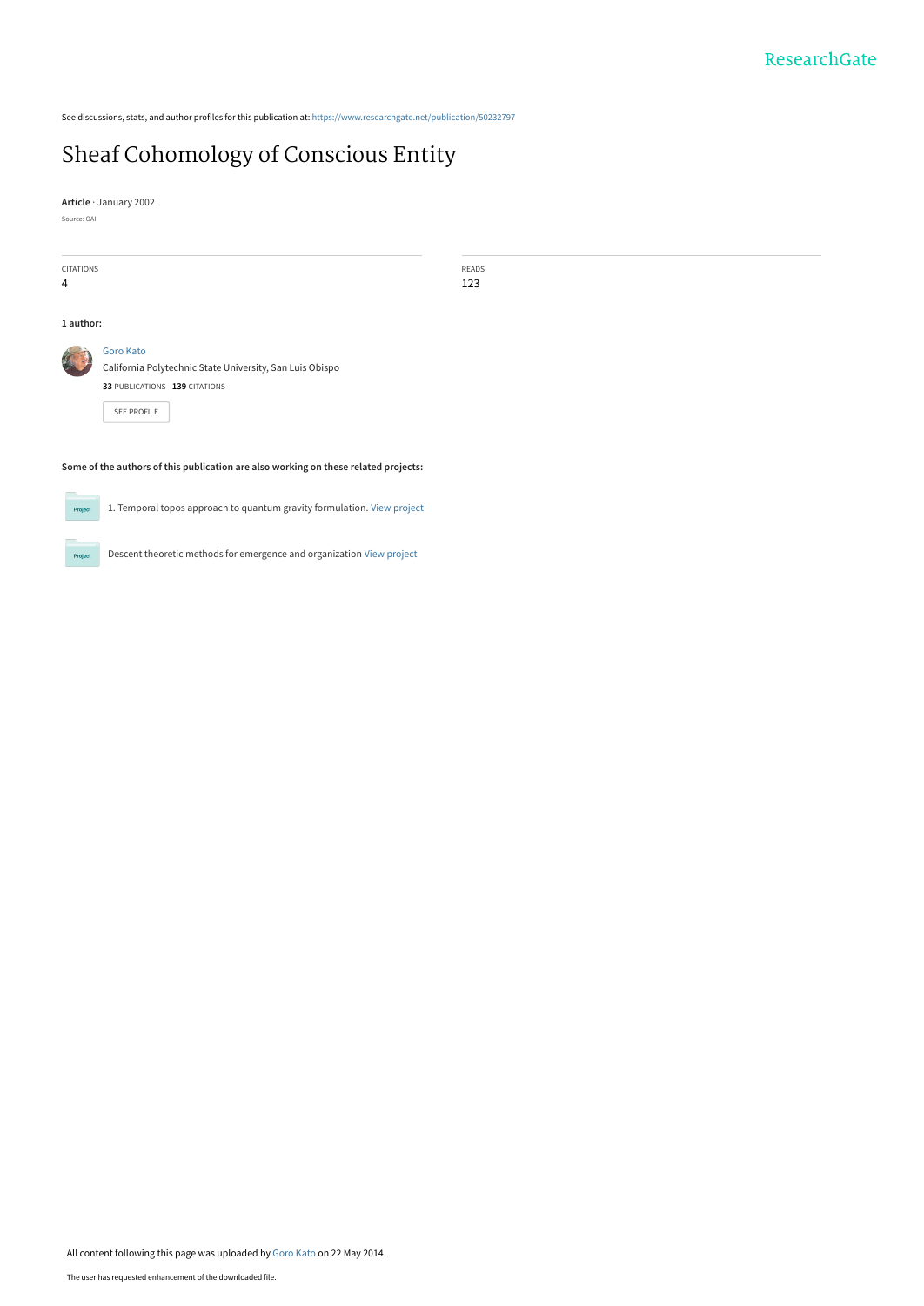See discussions, stats, and author profiles for this publication at: https://www.researchgate.net/publication/50232797

# Sheaf Cohomology of Conscious Entity

**Article** · January 2002

Source: OAI

| CITATIONS | READS |
|---|---|
| 4 | 123 |

**1 author:**

Goro Kato
California Polytechnic State University, San Luis Obispo
**33** PUBLICATIONS **139** CITATIONS

SEE PROFILE

**Some of the authors of this publication are also working on these related projects:**

1. Temporal topos approach to quantum gravity formulation. View project

Descent theoretic methods for emergence and organization View project

All content following this page was uploaded by Goro Kato on 22 May 2014.

The user has requested enhancement of the downloaded file.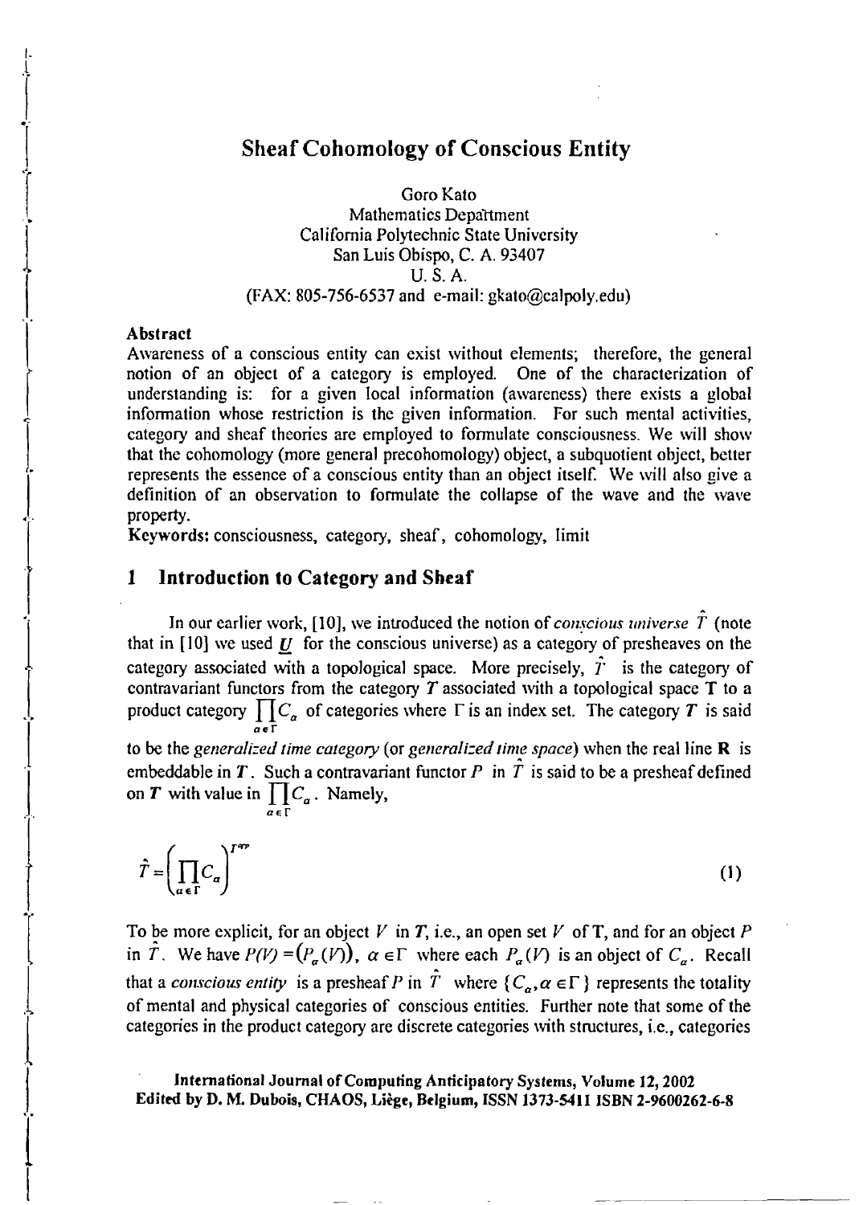# Sheaf Cohomology of Conscious Entity

Goro Kato
Mathematics Department
California Polytechnic State University
San Luis Obispo, C. A. 93407
U. S. A.
(FAX: 805-756-6537 and e-mail: gkato@calpoly.edu)

#### Abstract

Awareness of a conscious entity can exist without elements; therefore, the general notion of an object of a category is employed. One of the characterization of understanding is: for a given local information (awareness) there exists a global information whose restriction is the given information. For such mental activities, category and sheaf theories are employed to formulate consciousness. We will show that the cohomology (more general precohomology) object, a subquotient object, better represents the essence of a conscious entity than an object itself. We will also give a definition of an observation to formulate the collapse of the wave and the wave property.

**Keywords:** consciousness, category, sheaf, cohomology, limit

## 1 Introduction to Category and Sheaf

In our earlier work, [10], we introduced the notion of *conscious universe* $\hat{T}$ (note that in [10] we used $\underline{U}$ for the conscious universe) as a category of presheaves on the category associated with a topological space. More precisely, $\hat{T}$ is the category of contravariant functors from the category $\boldsymbol{T}$ associated with a topological space $\mathbf{T}$ to a product category $\prod_{\alpha\in\Gamma} C_\alpha$ of categories where $\Gamma$ is an index set. The category $\boldsymbol{T}$ is said to be the *generalized time category* (or *generalized time space*) when the real line $\mathbf{R}$ is embeddable in $\boldsymbol{T}$. Such a contravariant functor $P$ in $\hat{T}$ is said to be a presheaf defined on $\boldsymbol{T}$ with value in $\prod_{\alpha\in\Gamma} C_\alpha$. Namely,

$$\hat{T} = \left(\prod_{\alpha\in\Gamma} C_\alpha\right)^{T^{op}} \tag{1}$$

To be more explicit, for an object $V$ in $\boldsymbol{T}$, i.e., an open set $V$ of $\mathbf{T}$, and for an object $P$ in $\hat{T}$. We have $P(V) = (P_\alpha(V))$, $\alpha\in\Gamma$ where each $P_\alpha(V)$ is an object of $C_\alpha$. Recall that a *conscious entity* is a presheaf $P$ in $\hat{T}$ where $\{C_\alpha, \alpha\in\Gamma\}$ represents the totality of mental and physical categories of conscious entities. Further note that some of the categories in the product category are discrete categories with structures, i.e., categories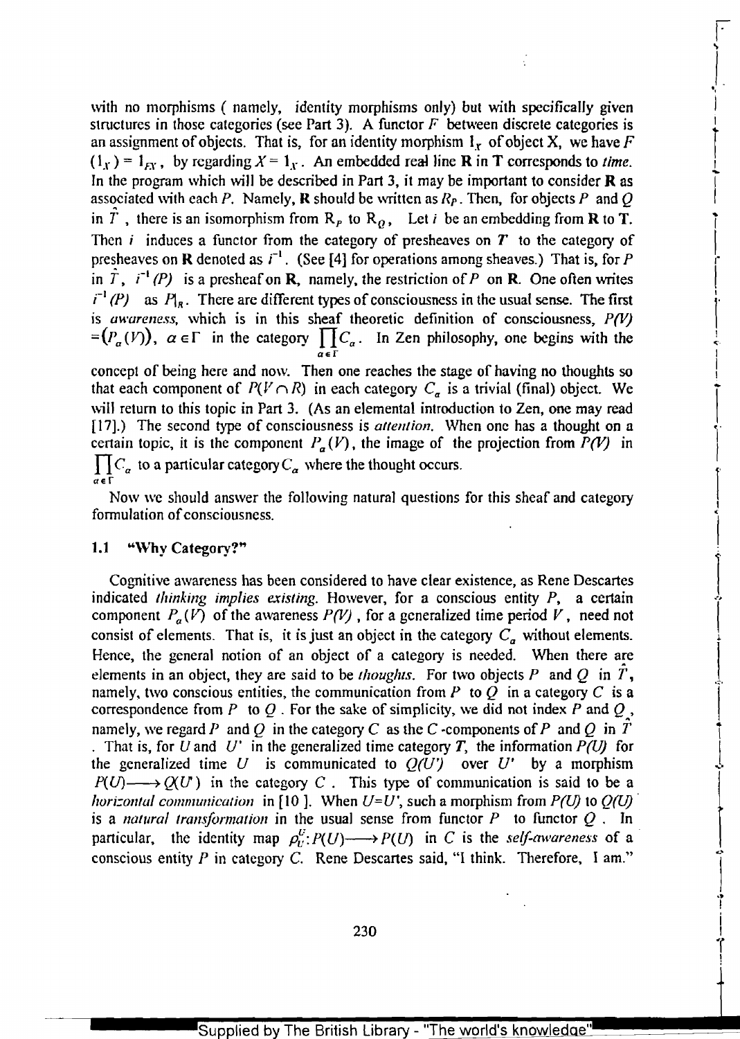with no morphisms ( namely, identity morphisms only) but with specifically given structures in those categories (see Part 3). A functor $F$ between discrete categories is an assignment of objects. That is, for an identity morphism $1_X$ of object X, we have $F(1_X) = 1_{FX}$, by regarding $X = 1_X$. An embedded real line **R** in **T** corresponds to *time*. In the program which will be described in Part 3, it may be important to consider **R** as associated with each $P$. Namely, **R** should be written as $R_P$. Then, for objects $P$ and $Q$ in $\hat{T}$, there is an isomorphism from $R_P$ to $R_Q$. Let $i$ be an embedding from **R** to **T**. Then $i$ induces a functor from the category of presheaves on $T$ to the category of presheaves on **R** denoted as $i^{-1}$. (See [4] for operations among sheaves.) That is, for $P$ in $\hat{T}$, $i^{-1}(P)$ is a presheaf on **R**, namely, the restriction of $P$ on **R**. One often writes $i^{-1}(P)$ as $P|_R$. There are different types of consciousness in the usual sense. The first is *awareness*, which is in this sheaf theoretic definition of consciousness, $P(V) = (P_\alpha(V)),\ \alpha \in \Gamma$ in the category $\prod_{\alpha \in \Gamma} C_\alpha$. In Zen philosophy, one begins with the concept of being here and now. Then one reaches the stage of having no thoughts so that each component of $P(V \cap R)$ in each category $C_\alpha$ is a trivial (final) object. We will return to this topic in Part 3. (As an elemental introduction to Zen, one may read [17].) The second type of consciousness is *attention*. When one has a thought on a certain topic, it is the component $P_\alpha(V)$, the image of the projection from $P(V)$ in $\prod_{\alpha \in \Gamma} C_\alpha$ to a particular category $C_\alpha$ where the thought occurs.

Now we should answer the following natural questions for this sheaf and category formulation of consciousness.

### 1.1 "Why Category?"

Cognitive awareness has been considered to have clear existence, as Rene Descartes indicated *thinking implies existing*. However, for a conscious entity $P$, a certain component $P_\alpha(V)$ of the awareness $P(V)$, for a generalized time period $V$, need not consist of elements. That is, it is just an object in the category $C_\alpha$ without elements. Hence, the general notion of an object of a category is needed. When there are elements in an object, they are said to be *thoughts*. For two objects $P$ and $Q$ in $\hat{T}$, namely, two conscious entities, the communication from $P$ to $Q$ in a category $C$ is a correspondence from $P$ to $Q$. For the sake of simplicity, we did not index $P$ and $Q$, namely, we regard $P$ and $Q$ in the category $C$ as the $C$-components of $P$ and $Q$ in $\hat{T}$. That is, for $U$ and $U'$ in the generalized time category $T$, the information $P(U)$ for the generalized time $U$ is communicated to $Q(U')$ over $U'$ by a morphism $P(U) \longrightarrow Q(U')$ in the category $C$. This type of communication is said to be a *horizontal communication* in [10]. When $U=U'$, such a morphism from $P(U)$ to $Q(U)$ is a *natural transformation* in the usual sense from functor $P$ to functor $Q$. In particular, the identity map $\rho_U^U: P(U) \longrightarrow P(U)$ in $C$ is the *self-awareness* of a conscious entity $P$ in category $C$. Rene Descartes said, "I think. Therefore, I am."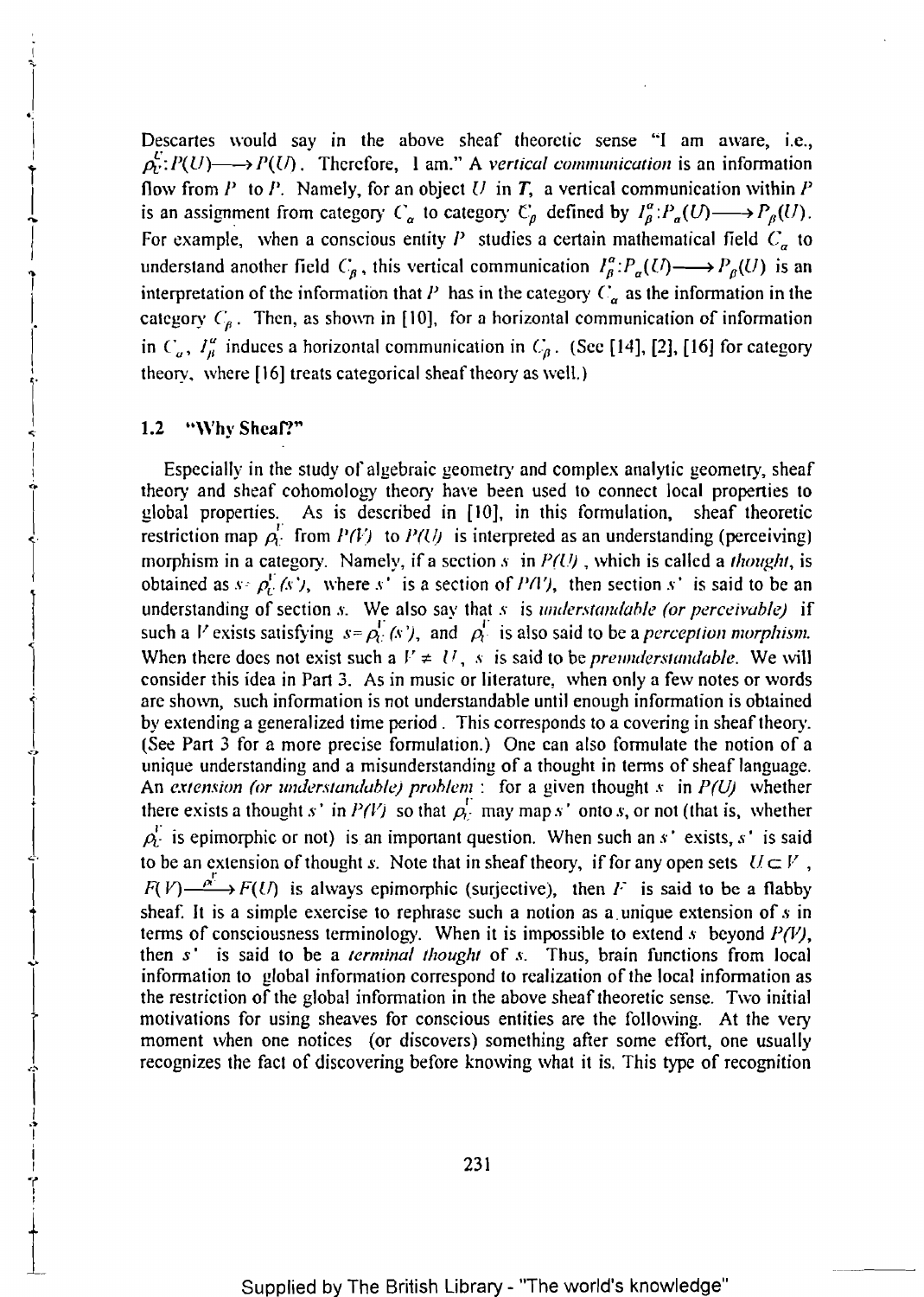Descartes would say in the above sheaf theoretic sense "I am aware, i.e., $\rho_U^U: P(U) \longrightarrow P(U)$. Therefore, I am." A *vertical communication* is an information flow from $P$ to $P$. Namely, for an object $U$ in $\boldsymbol{T}$, a vertical communication within $P$ is an assignment from category $C_\alpha$ to category $C_\beta$ defined by $I_\beta^\alpha: P_\alpha(U) \longrightarrow P_\beta(U)$. For example, when a conscious entity $P$ studies a certain mathematical field $C_\alpha$ to understand another field $C_\beta$, this vertical communication $I_\beta^\alpha: P_\alpha(U) \longrightarrow P_\beta(U)$ is an interpretation of the information that $P$ has in the category $C_\alpha$ as the information in the category $C_\beta$. Then, as shown in [10], for a horizontal communication of information in $C_\alpha$, $I_\beta^\alpha$ induces a horizontal communication in $C_\beta$. (See [14], [2], [16] for category theory, where [16] treats categorical sheaf theory as well.)

## 1.2 "Why Sheaf?"

Especially in the study of algebraic geometry and complex analytic geometry, sheaf theory and sheaf cohomology theory have been used to connect local properties to global properties. As is described in [10], in this formulation, sheaf theoretic restriction map $\rho_U^V$ from $P(V)$ to $P(U)$ is interpreted as an understanding (perceiving) morphism in a category. Namely, if a section $s$ in $P(U)$, which is called a *thought*, is obtained as $s = \rho_U^V(s')$, where $s'$ is a section of $P(V)$, then section $s'$ is said to be an understanding of section $s$. We also say that $s$ is *understandable (or perceivable)* if such a $V$ exists satisfying $s = \rho_U^V(s')$, and $\rho_U^V$ is also said to be a *perception morphism*. When there does not exist such a $V \neq U$, $s$ is said to be *preunderstandable*. We will consider this idea in Part 3. As in music or literature, when only a few notes or words are shown, such information is not understandable until enough information is obtained by extending a generalized time period. This corresponds to a covering in sheaf theory. (See Part 3 for a more precise formulation.) One can also formulate the notion of a unique understanding and a misunderstanding of a thought in terms of sheaf language. An *extension (or understandable) problem* : for a given thought $s$ in $P(U)$ whether there exists a thought $s'$ in $P(V)$ so that $\rho_U^V$ may map $s'$ onto $s$, or not (that is, whether $\rho_U^V$ is epimorphic or not) is an important question. When such an $s'$ exists, $s'$ is said to be an extension of thought $s$. Note that in sheaf theory, if for any open sets $U \subset V$, $F(V) \xrightarrow{\rho_U^V} F(U)$ is always epimorphic (surjective), then $F$ is said to be a flabby sheaf. It is a simple exercise to rephrase such a notion as a unique extension of $s$ in terms of consciousness terminology. When it is impossible to extend $s$ beyond $P(V)$, then $s'$ is said to be a *terminal thought* of $s$. Thus, brain functions from local information to global information correspond to realization of the local information as the restriction of the global information in the above sheaf theoretic sense. Two initial motivations for using sheaves for conscious entities are the following. At the very moment when one notices (or discovers) something after some effort, one usually recognizes the fact of discovering before knowing what it is. This type of recognition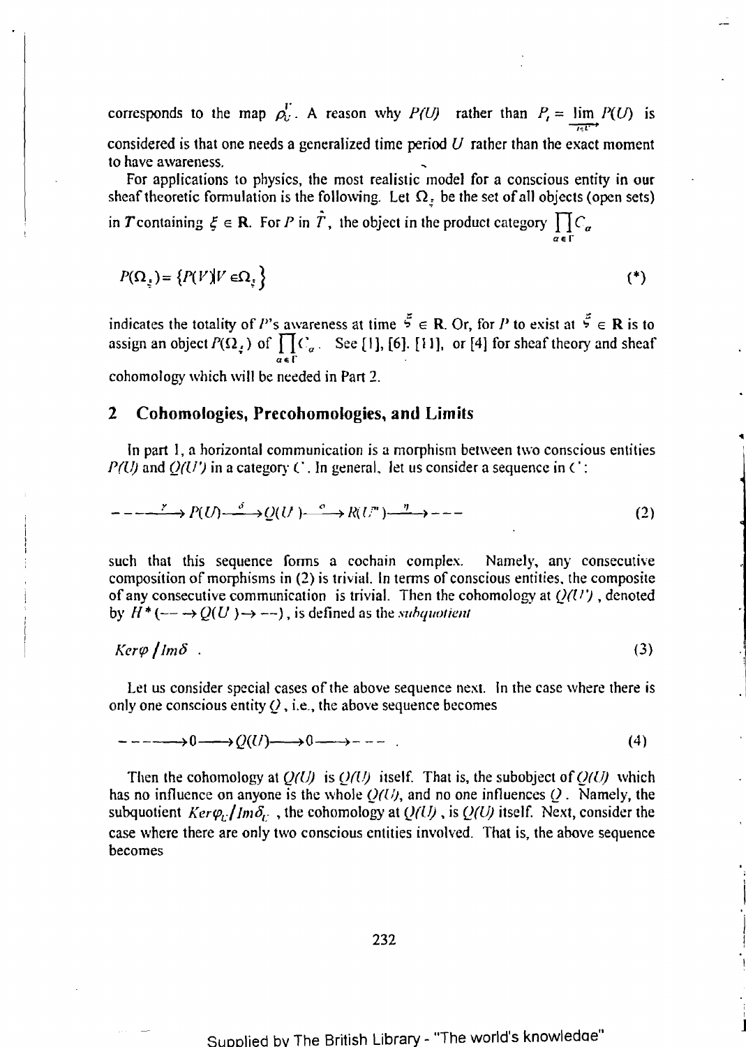corresponds to the map $\rho_U^{U'}$. A reason why $P(U)$ rather than $P_t = \varinjlim_{t \in U} P(U)$ is considered is that one needs a generalized time period $U$ rather than the exact moment to have awareness.

For applications to physics, the most realistic model for a conscious entity in our sheaf theoretic formulation is the following. Let $\Omega_\xi$ be the set of all objects (open sets) in $T$ containing $\xi \in \mathbf{R}$. For $P$ in $\hat{T}$, the object in the product category $\prod_{\alpha \in \Gamma} C_\alpha$

$$P(\Omega_\xi) = \{P(V) | V \in \Omega_\xi\} \tag{*}$$

indicates the totality of $P$'s awareness at time $\xi \in \mathbf{R}$. Or, for $P$ to exist at $\xi \in \mathbf{R}$ is to assign an object $P(\Omega_\xi)$ of $\prod_{\alpha \in \Gamma} C_\alpha$. See [1], [6]. [11], or [4] for sheaf theory and sheaf cohomology which will be needed in Part 2.

## 2 Cohomologies, Precohomologies, and Limits

In part 1, a horizontal communication is a morphism between two conscious entities $P(U)$ and $Q(U')$ in a category $C$. In general, let us consider a sequence in $C$:

$$\text{-----} \xrightarrow{\gamma} P(U) \xrightarrow{\delta} Q(U') \xrightarrow{\varphi} R(U'') \xrightarrow{\eta} \text{---} \tag{2}$$

such that this sequence forms a cochain complex. Namely, any consecutive composition of morphisms in (2) is trivial. In terms of conscious entities, the composite of any consecutive communication is trivial. Then the cohomology at $Q(U')$, denoted by $H^*(\text{--} \to Q(U') \to \text{--})$, is defined as the *subquotient*

$$Ker\varphi / Im\delta \tag{3}$$

Let us consider special cases of the above sequence next. In the case where there is only one conscious entity $Q$, i.e., the above sequence becomes

$$\text{-----} \longrightarrow 0 \longrightarrow Q(U) \longrightarrow 0 \longrightarrow \text{---} \tag{4}$$

Then the cohomology at $Q(U)$ is $Q(U)$ itself. That is, the subobject of $Q(U)$ which has no influence on anyone is the whole $Q(U)$, and no one influences $Q$. Namely, the subquotient $Ker\varphi_U / Im\delta_U$, the cohomology at $Q(U)$, is $Q(U)$ itself. Next, consider the case where there are only two conscious entities involved. That is, the above sequence becomes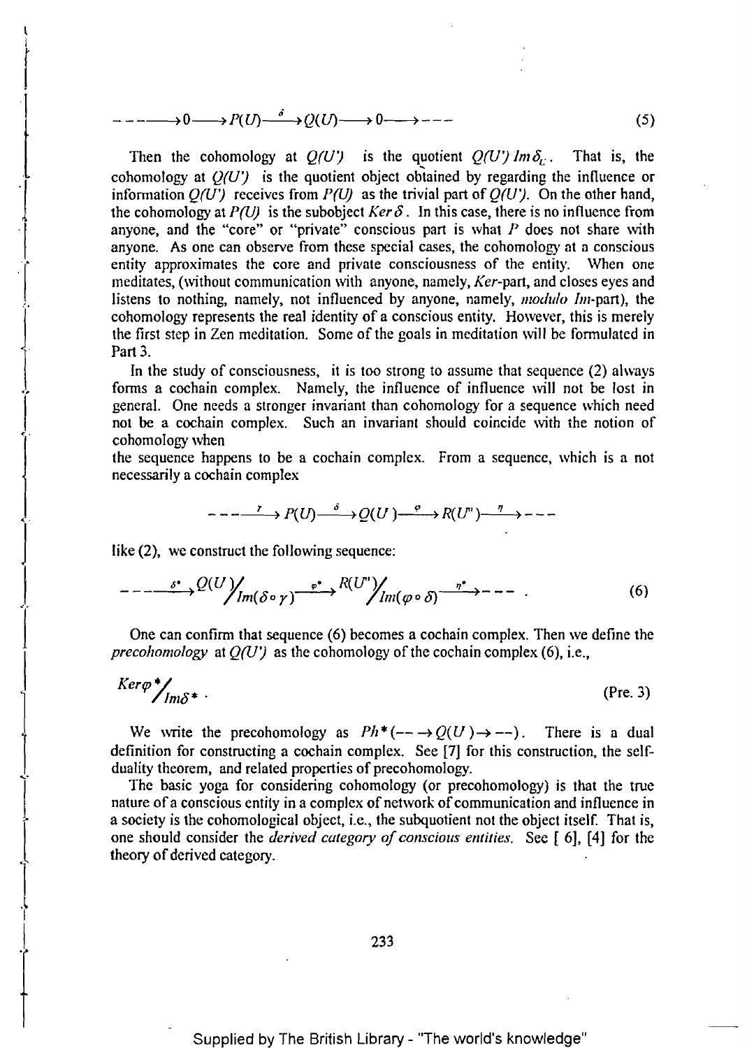$$- - - - \longrightarrow 0 \longrightarrow P(U) \xrightarrow{\delta} Q(U) \longrightarrow 0 \longrightarrow - - - \tag{5}$$

Then the cohomology at $Q(U')$ is the quotient $Q(U')/Im\,\delta_U$. That is, the cohomology at $Q(U')$ is the quotient object obtained by regarding the influence or information $Q(U')$ receives from $P(U)$ as the trivial part of $Q(U')$. On the other hand, the cohomology at $P(U)$ is the subobject $Ker\,\delta$. In this case, there is no influence from anyone, and the "core" or "private" conscious part is what $P$ does not share with anyone. As one can observe from these special cases, the cohomology at a conscious entity approximates the core and private consciousness of the entity. When one meditates, (without communication with anyone, namely, *Ker*-part, and closes eyes and listens to nothing, namely, not influenced by anyone, namely, *modulo Im*-part), the cohomology represents the real identity of a conscious entity. However, this is merely the first step in Zen meditation. Some of the goals in meditation will be formulated in Part 3.

In the study of consciousness, it is too strong to assume that sequence (2) always forms a cochain complex. Namely, the influence of influence will not be lost in general. One needs a stronger invariant than cohomology for a sequence which need not be a cochain complex. Such an invariant should coincide with the notion of cohomology when
the sequence happens to be a cochain complex. From a sequence, which is a not necessarily a cochain complex

$$- - - \xrightarrow{\gamma} P(U) \xrightarrow{\delta} Q(U') \xrightarrow{\varphi} R(U'') \xrightarrow{\eta} - - -$$

like (2), we construct the following sequence:

$$- - - \xrightarrow{\delta^*} Q(U')\Big/_{Im(\delta \circ \gamma)} \xrightarrow{\varphi^*} R(U'')\Big/_{Im(\varphi \circ \delta)} \xrightarrow{\eta^*} - - - \ . \tag{6}$$

One can confirm that sequence (6) becomes a cochain complex. Then we define the *precohomology* at $Q(U')$ as the cohomology of the cochain complex (6), i.e.,

$$Ker\varphi^*\Big/_{Im\delta^*} \ . \tag{Pre. 3}$$

We write the precohomology as $Ph^*(- - \rightarrow Q(U') \rightarrow - -)$. There is a dual definition for constructing a cochain complex. See [7] for this construction, the self-duality theorem, and related properties of precohomology.

The basic yoga for considering cohomology (or precohomology) is that the true nature of a conscious entity in a complex of network of communication and influence in a society is the cohomological object, i.e., the subquotient not the object itself. That is, one should consider the *derived category of conscious entities*. See [ 6], [4] for the theory of derived category.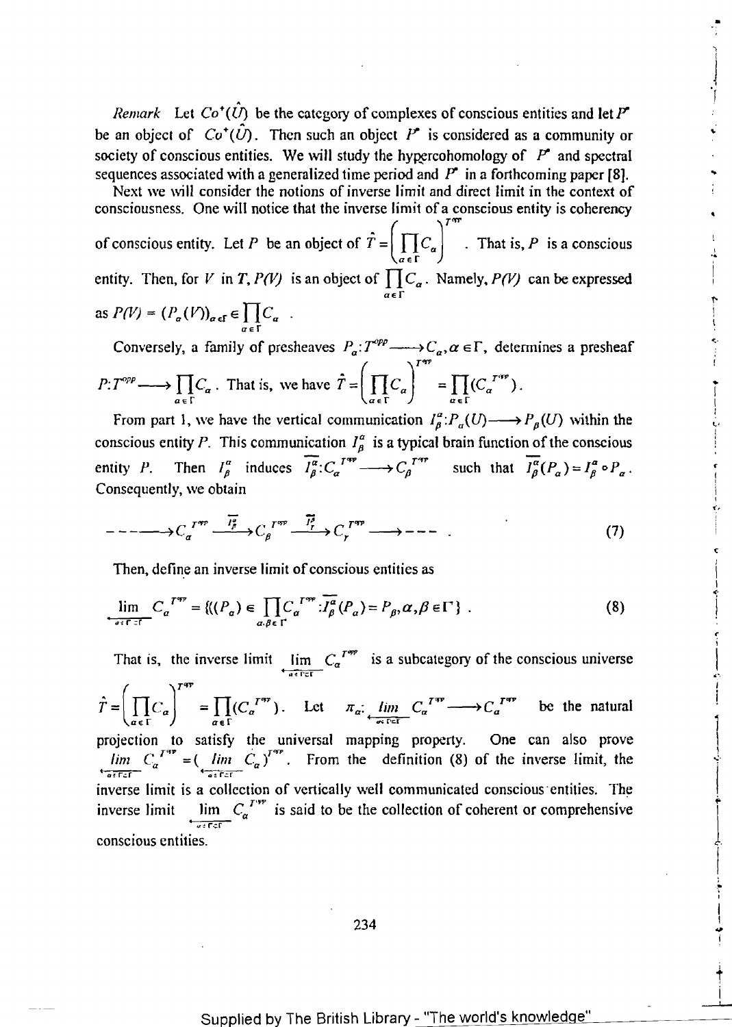*Remark* Let $Co^{+}(\hat{U})$ be the category of complexes of conscious entities and let $P^{\bullet}$ be an object of $Co^{+}(\hat{U})$. Then such an object $P^{\bullet}$ is considered as a community or society of conscious entities. We will study the hypercohomology of $P^{\bullet}$ and spectral sequences associated with a generalized time period and $P^{\bullet}$ in a forthcoming paper [8].

Next we will consider the notions of inverse limit and direct limit in the context of consciousness. One will notice that the inverse limit of a conscious entity is coherency of conscious entity. Let $P$ be an object of $\hat{T} = \left( \prod_{\alpha \in \Gamma} C_{\alpha} \right)^{T^{opp}}$. That is, $P$ is a conscious entity. Then, for $V$ in $T$, $P(V)$ is an object of $\prod_{\alpha \in \Gamma} C_{\alpha}$. Namely, $P(V)$ can be expressed as $P(V) = (P_{\alpha}(V))_{\alpha \in \Gamma} \in \prod_{\alpha \in \Gamma} C_{\alpha}$.

Conversely, a family of presheaves $P_{\alpha}: T^{opp} \longrightarrow C_{\alpha}, \alpha \in \Gamma$, determines a presheaf $P: T^{opp} \longrightarrow \prod_{\alpha \in \Gamma} C_{\alpha}$. That is, we have $\hat{T} = \left( \prod_{\alpha \in \Gamma} C_{\alpha} \right)^{T^{opp}} = \prod_{\alpha \in \Gamma} (C_{\alpha}{}^{T^{opp}})$.

From part 1, we have the vertical communication $I^{\alpha}_{\beta}: P_{\alpha}(U) \longrightarrow P_{\beta}(U)$ within the conscious entity $P$. This communication $I^{\alpha}_{\beta}$ is a typical brain function of the conscious entity $P$. Then $I^{\alpha}_{\beta}$ induces $\overline{I^{\alpha}_{\beta}}: C_{\alpha}{}^{T^{opp}} \longrightarrow C_{\beta}{}^{T^{opp}}$ such that $\overline{I^{\alpha}_{\beta}}(P_{\alpha}) = I^{\alpha}_{\beta} \circ P_{\alpha}$. Consequently, we obtain

$$------\longrightarrow C_{\alpha}{}^{T^{opp}} \xrightarrow{\overline{I^{\alpha}_{\beta}}} C_{\beta}{}^{T^{opp}} \xrightarrow{\overline{I^{\beta}_{\gamma}}} C_{\gamma}{}^{T^{opp}} \longrightarrow --- \quad . \tag{7}$$

Then, define an inverse limit of conscious entities as

$$\varprojlim_{\alpha \in \Gamma} C_{\alpha}{}^{T^{opp}} = \{((P_{\alpha}) \in \prod_{\alpha, \beta \in \Gamma} C_{\alpha}{}^{T^{opp}} : \overline{I^{\alpha}_{\beta}}(P_{\alpha}) = P_{\beta}, \alpha, \beta \in \Gamma\} \ . \tag{8}$$

That is, the inverse limit $\varprojlim_{\alpha \in \Gamma} C_{\alpha}{}^{T^{opp}}$ is a subcategory of the conscious universe $\hat{T} = \left( \prod_{\alpha \in \Gamma} C_{\alpha} \right)^{T^{opp}} = \prod_{\alpha \in \Gamma} (C_{\alpha}{}^{T^{opp}})$. Let $\pi_{\alpha}: \varprojlim_{\alpha \in \Gamma} C_{\alpha}{}^{T^{opp}} \longrightarrow C_{\alpha}{}^{T^{opp}}$ be the natural projection to satisfy the universal mapping property. One can also prove $\varprojlim_{\alpha \in \Gamma} C_{\alpha}{}^{T^{opp}} = (\varprojlim_{\alpha \in \Gamma} C_{\alpha})^{T^{opp}}$. From the definition (8) of the inverse limit, the inverse limit is a collection of vertically well communicated conscious entities. The inverse limit $\varprojlim_{\alpha \in \Gamma} C_{\alpha}{}^{T^{opp}}$ is said to be the collection of coherent or comprehensive conscious entities.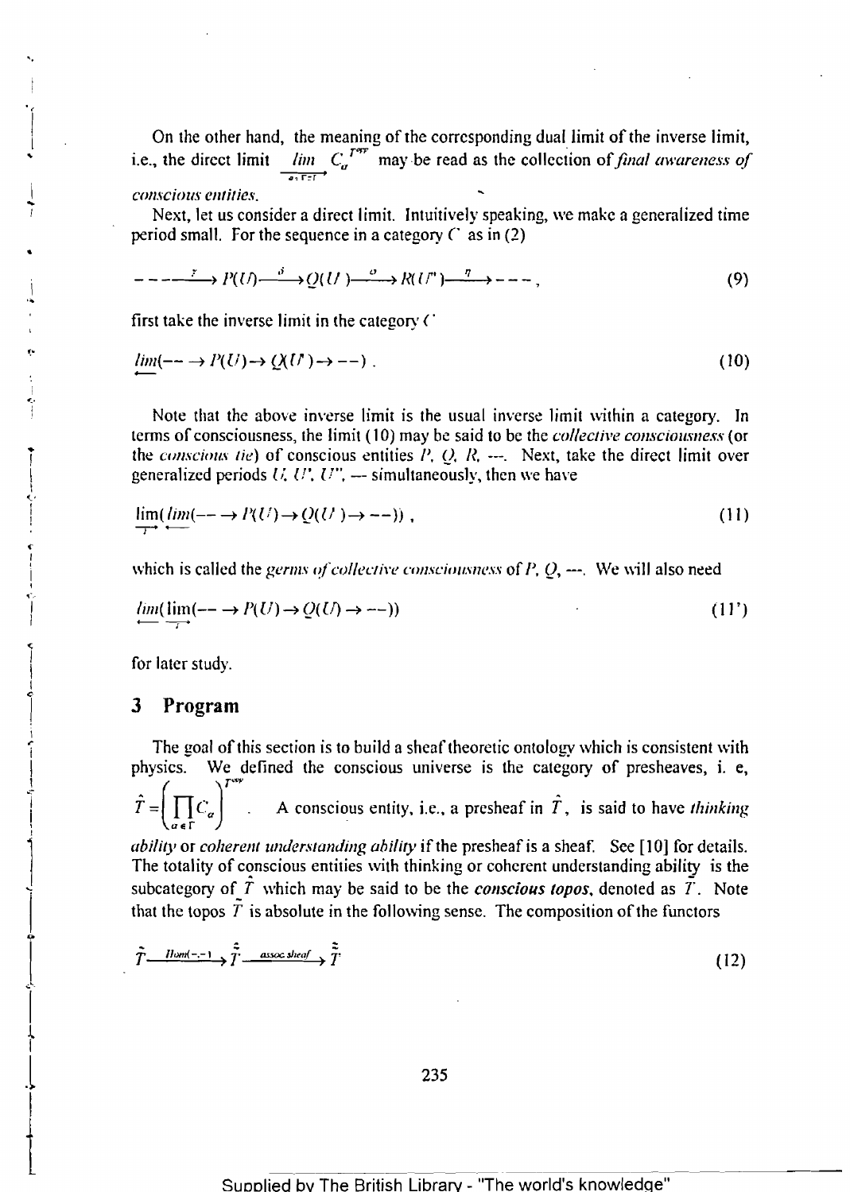On the other hand, the meaning of the corresponding dual limit of the inverse limit, i.e., the direct limit $\varinjlim_{\alpha\in\Gamma} C_\alpha^{T^{opp}}$ may be read as the collection of *final awareness of conscious entities*.

Next, let us consider a direct limit. Intuitively speaking, we make a generalized time period small. For the sequence in a category $C$ as in (2)

$$---\xrightarrow{\zeta} P(U) \xrightarrow{\delta} Q(U') \xrightarrow{\sigma} R(U'') \xrightarrow{\eta} ---, \tag{9}$$

first take the inverse limit in the category $C$

$$\varprojlim(-- \to P(U) \to Q(U') \to --). \tag{10}$$

Note that the above inverse limit is the usual inverse limit within a category. In terms of consciousness, the limit (10) may be said to be the *collective consciousness* (or the *conscious tie*) of conscious entities $P$, $Q$, $R$, ---. Next, take the direct limit over generalized periods $U$, $U'$, $U''$, -- simultaneously, then we have

$$\varinjlim_{T}(\varprojlim(-- \to P(U) \to Q(U') \to --)), \tag{11}$$

which is called the *germs of collective consciousness* of $P$, $Q$, ---. We will also need

$$\varprojlim(\varinjlim_{T}(-- \to P(U) \to Q(U) \to --)) \tag{11'}$$

for later study.

## 3 Program

The goal of this section is to build a sheaf theoretic ontology which is consistent with physics. We defined the conscious universe is the category of presheaves, i. e, $\hat{T} = \left(\prod_{\alpha\in\Gamma} C_\alpha\right)^{T^{opp}}$. A conscious entity, i.e., a presheaf in $\hat{T}$, is said to have *thinking ability* or *coherent understanding ability* if the presheaf is a sheaf. See [10] for details. The totality of conscious entities with thinking or coherent understanding ability is the subcategory of $\hat{T}$ which may be said to be the ***conscious topos***, denoted as $\tilde{T}$. Note that the topos $\tilde{T}$ is absolute in the following sense. The composition of the functors

$$\tilde{T} \xrightarrow{Hom(-,-)} \hat{\tilde{T}} \xrightarrow{assoc\ sheaf} \tilde{\tilde{T}} \tag{12}$$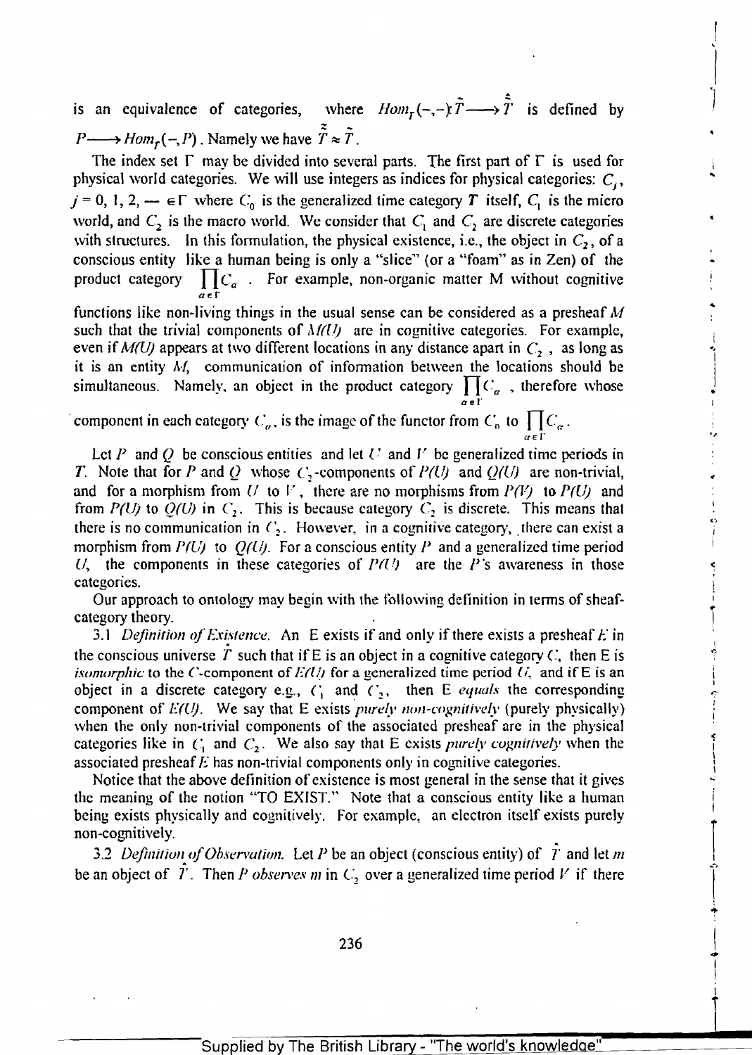is an equivalence of categories, where $Hom_T(-,-): \tilde{T} \longrightarrow \hat{\hat{T}}$ is defined by $P \longrightarrow Hom_T(-,P)$. Namely we have $\tilde{\tilde{T}} \approx \tilde{T}$.

The index set $\Gamma$ may be divided into several parts. The first part of $\Gamma$ is used for physical world categories. We will use integers as indices for physical categories: $C_j$, $j = 0, 1, 2, \cdots \in \Gamma$ where $C_0$ is the generalized time category $T$ itself, $C_1$ is the micro world, and $C_2$ is the macro world. We consider that $C_1$ and $C_2$ are discrete categories with structures. In this formulation, the physical existence, i.e., the object in $C_2$, of a conscious entity like a human being is only a "slice" (or a "foam" as in Zen) of the product category $\prod_{\alpha \in \Gamma} C_\alpha$. For example, non-organic matter M without cognitive functions like non-living things in the usual sense can be considered as a presheaf $M$ such that the trivial components of $M(U)$ are in cognitive categories. For example, even if $M(U)$ appears at two different locations in any distance apart in $C_2$, as long as it is an entity $M$, communication of information between the locations should be simultaneous. Namely, an object in the product category $\prod_{\alpha \in \Gamma} C_\alpha$, therefore whose component in each category $C_\alpha$, is the image of the functor from $C_0$ to $\prod_{\alpha \in \Gamma} C_\alpha$.

Let $P$ and $Q$ be conscious entities and let $U$ and $V$ be generalized time periods in $T$. Note that for $P$ and $Q$ whose $C_2$-components of $P(U)$ and $Q(U)$ are non-trivial, and for a morphism from $U$ to $V$, there are no morphisms from $P(V)$ to $P(U)$ and from $P(U)$ to $Q(U)$ in $C_2$. This is because category $C_2$ is discrete. This means that there is no communication in $C_2$. However, in a cognitive category, there can exist a morphism from $P(U)$ to $Q(U)$. For a conscious entity $P$ and a generalized time period $U$, the components in these categories of $P(U)$ are the $P$'s awareness in those categories.

Our approach to ontology may begin with the following definition in terms of sheaf-category theory.

3.1 *Definition of Existence.* An E exists if and only if there exists a presheaf $E$ in the conscious universe $\hat{T}$ such that if E is an object in a cognitive category $C$, then E is *isomorphic* to the $C$-component of $E(U)$ for a generalized time period $U$, and if E is an object in a discrete category e.g., $C_1$ and $C_2$, then E *equals* the corresponding component of $E(U)$. We say that E exists *purely non-cognitively* (purely physically) when the only non-trivial components of the associated presheaf are in the physical categories like in $C_1$ and $C_2$. We also say that E exists *purely cognitively* when the associated presheaf $E$ has non-trivial components only in cognitive categories.

Notice that the above definition of existence is most general in the sense that it gives the meaning of the notion "TO EXIST." Note that a conscious entity like a human being exists physically and cognitively. For example, an electron itself exists purely non-cognitively.

3.2 *Definition of Observation.* Let $P$ be an object (conscious entity) of $\hat{T}$ and let $m$ be an object of $\hat{T}$. Then $P$ *observes* $m$ in $C_2$ over a generalized time period $V$ if there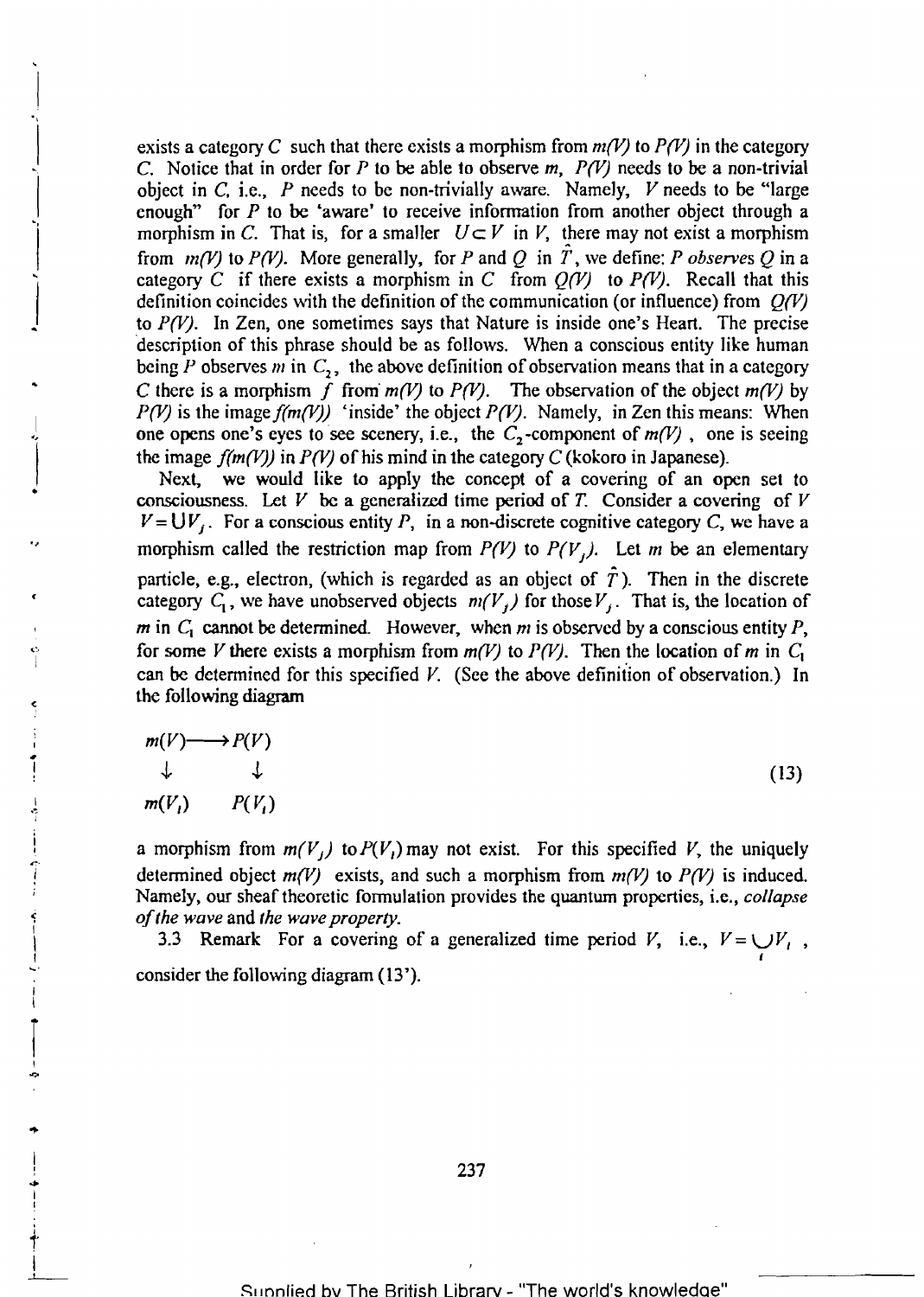exists a category $C$ such that there exists a morphism from $m(V)$ to $P(V)$ in the category $C$. Notice that in order for $P$ to be able to observe $m$, $P(V)$ needs to be a non-trivial object in $C$, i.e., $P$ needs to be non-trivially aware. Namely, $V$ needs to be "large enough" for $P$ to be 'aware' to receive information from another object through a morphism in $C$. That is, for a smaller $U \subset V$ in $V$, there may not exist a morphism from $m(V)$ to $P(V)$. More generally, for $P$ and $Q$ in $\hat{T}$, we define: *P observes Q* in a category $C$ if there exists a morphism in $C$ from $Q(V)$ to $P(V)$. Recall that this definition coincides with the definition of the communication (or influence) from $Q(V)$ to $P(V)$. In Zen, one sometimes says that Nature is inside one's Heart. The precise description of this phrase should be as follows. When a conscious entity like human being $P$ observes $m$ in $C_2$, the above definition of observation means that in a category $C$ there is a morphism $f$ from $m(V)$ to $P(V)$. The observation of the object $m(V)$ by $P(V)$ is the image $f(m(V))$ 'inside' the object $P(V)$. Namely, in Zen this means: When one opens one's eyes to see scenery, i.e., the $C_2$-component of $m(V)$, one is seeing the image $f(m(V))$ in $P(V)$ of his mind in the category $C$ (kokoro in Japanese).

Next, we would like to apply the concept of a covering of an open set to consciousness. Let $V$ be a generalized time period of $T$. Consider a covering of $V$ $V = \bigcup V_j$. For a conscious entity $P$, in a non-discrete cognitive category $C$, we have a morphism called the restriction map from $P(V)$ to $P(V_j)$. Let $m$ be an elementary particle, e.g., electron, (which is regarded as an object of $\hat{T}$). Then in the discrete category $C_1$, we have unobserved objects $m(V_j)$ for those $V_j$. That is, the location of $m$ in $C_1$ cannot be determined. However, when $m$ is observed by a conscious entity $P$, for some $V$ there exists a morphism from $m(V)$ to $P(V)$. Then the location of $m$ in $C_1$ can be determined for this specified $V$. (See the above definition of observation.) In the following diagram

$$\begin{array}{ccc} m(V) & \longrightarrow & P(V) \\ \downarrow & & \downarrow \\ m(V_i) & & P(V_i) \end{array} \tag{13}$$

a morphism from $m(V_j)$ to $P(V_i)$ may not exist. For this specified $V$, the uniquely determined object $m(V)$ exists, and such a morphism from $m(V)$ to $P(V)$ is induced. Namely, our sheaf theoretic formulation provides the quantum properties, i.e., *collapse of the wave* and *the wave property*.

3.3 Remark For a covering of a generalized time period $V$, i.e., $V = \bigcup_i V_i$, consider the following diagram (13').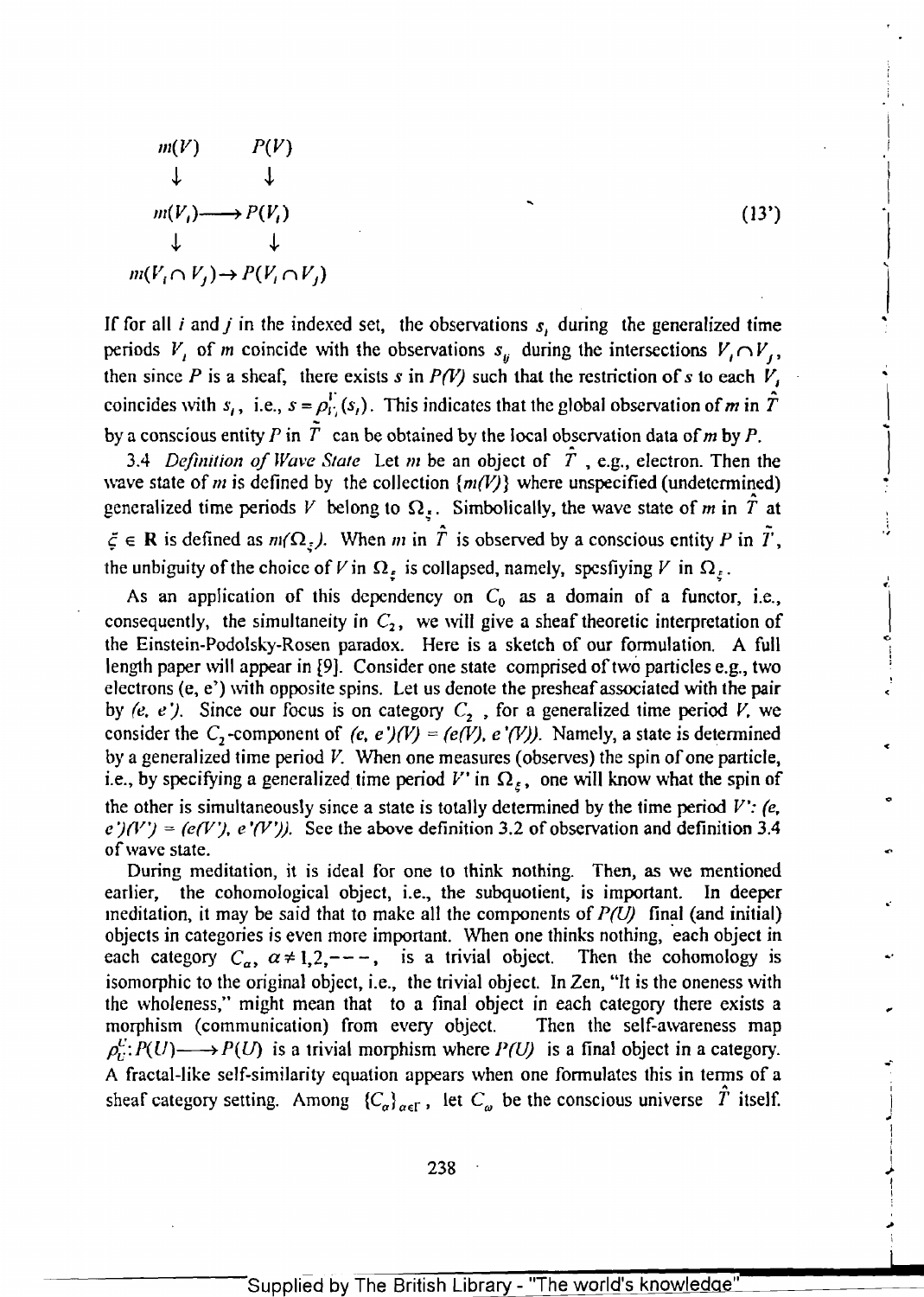$$
\begin{array}{ccc}
m(V) & & P(V) \\
\downarrow & & \downarrow \\
m(V_i) & \longrightarrow & P(V_i) \\
\downarrow & & \downarrow \\
m(V_i \cap V_j) & \rightarrow & P(V_i \cap V_j)
\end{array}
\qquad (13')
$$

If for all $i$ and $j$ in the indexed set, the observations $s_i$ during the generalized time periods $V_i$ of $m$ coincide with the observations $s_{ij}$ during the intersections $V_i \cap V_j$, then since $P$ is a sheaf, there exists $s$ in $P(V)$ such that the restriction of $s$ to each $V_i$ coincides with $s_i$, i.e., $s = \rho_{V_i}^{V}(s_i)$. This indicates that the global observation of $m$ in $\hat{T}$ by a conscious entity $P$ in $\tilde{T}$ can be obtained by the local observation data of $m$ by $P$.

3.4 *Definition of Wave State* Let $m$ be an object of $\hat{T}$, e.g., electron. Then the wave state of $m$ is defined by the collection $\{m(V)\}$ where unspecified (undetermined) generalized time periods $V$ belong to $\Omega_\xi$. Simbolically, the wave state of $m$ in $\hat{T}$ at $\xi \in \mathbf{R}$ is defined as $m(\Omega_\xi)$. When $m$ in $\hat{T}$ is observed by a conscious entity $P$ in $\tilde{T}$, the unbiguity of the choice of $V$ in $\Omega_\xi$ is collapsed, namely, spesfiying $V$ in $\Omega_\xi$.

As an application of this dependency on $C_0$ as a domain of a functor, i.e., consequently, the simultaneity in $C_2$, we will give a sheaf theoretic interpretation of the Einstein-Podolsky-Rosen paradox. Here is a sketch of our formulation. A full length paper will appear in [9]. Consider one state comprised of two particles e.g., two electrons (e, e') with opposite spins. Let us denote the presheaf associated with the pair by *(e, e')*. Since our focus is on category $C_2$, for a generalized time period $V$, we consider the $C_2$-component of $(e, e')(V) = (e(V), e'(V))$. Namely, a state is determined by a generalized time period $V$. When one measures (observes) the spin of one particle, i.e., by specifying a generalized time period $V'$ in $\Omega_\xi$, one will know what the spin of the other is simultaneously since a state is totally determined by the time period $V'$: $(e, e')(V') = (e(V'), e'(V'))$. See the above definition 3.2 of observation and definition 3.4 of wave state.

During meditation, it is ideal for one to think nothing. Then, as we mentioned earlier, the cohomological object, i.e., the subquotient, is important. In deeper meditation, it may be said that to make all the components of $P(U)$ final (and initial) objects in categories is even more important. When one thinks nothing, each object in each category $C_\alpha$, $\alpha \neq 1,2,---$, is a trivial object. Then the cohomology is isomorphic to the original object, i.e., the trivial object. In Zen, "It is the oneness with the wholeness," might mean that to a final object in each category there exists a morphism (communication) from every object. Then the self-awareness map $\rho_U^U: P(U) \longrightarrow P(U)$ is a trivial morphism where $P(U)$ is a final object in a category. A fractal-like self-similarity equation appears when one formulates this in terms of a sheaf category setting. Among $\{C_\alpha\}_{\alpha \in \Gamma}$, let $C_\omega$ be the conscious universe $\hat{T}$ itself.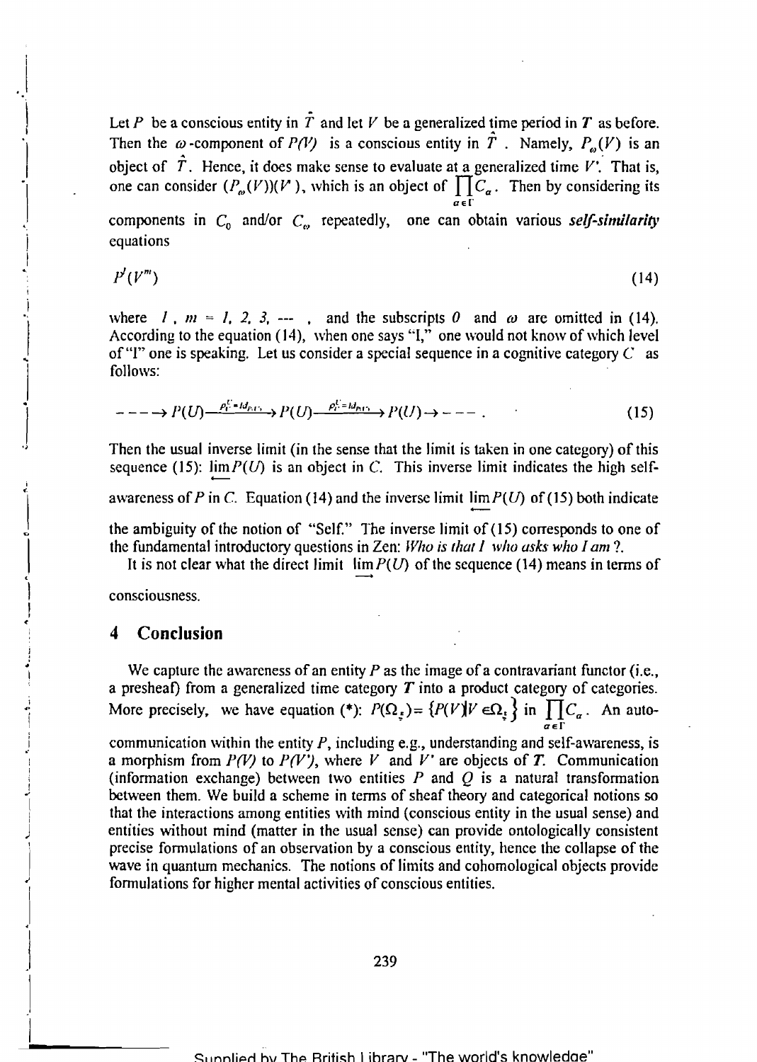Let $P$ be a conscious entity in $\hat{T}$ and let $V$ be a generalized time period in $T$ as before. Then the $\omega$-component of $P(V)$ is a conscious entity in $\hat{T}$. Namely, $P_\omega(V)$ is an object of $\hat{T}$. Hence, it does make sense to evaluate at a generalized time $V'$. That is, one can consider $(P_\omega(V))(V')$, which is an object of $\prod_{\alpha \in \Gamma} C_\alpha$. Then by considering its components in $C_0$ and/or $C_\omega$ repeatedly, one can obtain various *self-similarity* equations

$$P^l(V^m) \tag{14}$$

where $l$, $m = 1, 2, 3, \cdots$, and the subscripts $0$ and $\omega$ are omitted in (14). According to the equation (14), when one says "I," one would not know of which level of "I" one is speaking. Let us consider a special sequence in a cognitive category $C$ as follows:

$$\cdots \to P(U) \xrightarrow{\rho_U^U = Id_{P(U)}} P(U) \xrightarrow{\rho_U^U = Id_{P(U)}} P(U) \to \cdots . \tag{15}$$

Then the usual inverse limit (in the sense that the limit is taken in one category) of this sequence (15): $\varprojlim P(U)$ is an object in $C$. This inverse limit indicates the high self-awareness of $P$ in $C$. Equation (14) and the inverse limit $\varprojlim P(U)$ of (15) both indicate the ambiguity of the notion of "Self." The inverse limit of (15) corresponds to one of the fundamental introductory questions in Zen: *Who is that I who asks who I am* ?.

It is not clear what the direct limit $\varinjlim P(U)$ of the sequence (14) means in terms of consciousness.

## 4 Conclusion

We capture the awareness of an entity $P$ as the image of a contravariant functor (i.e., a presheaf) from a generalized time category $T$ into a product category of categories. More precisely, we have equation (*): $P(\Omega_z) = \{P(V) | V \in \Omega_z\}$ in $\prod_{\alpha \in \Gamma} C_\alpha$. An auto-communication within the entity $P$, including e.g., understanding and self-awareness, is a morphism from $P(V)$ to $P(V')$, where $V$ and $V'$ are objects of $T$. Communication (information exchange) between two entities $P$ and $Q$ is a natural transformation between them. We build a scheme in terms of sheaf theory and categorical notions so that the interactions among entities with mind (conscious entity in the usual sense) and entities without mind (matter in the usual sense) can provide ontologically consistent precise formulations of an observation by a conscious entity, hence the collapse of the wave in quantum mechanics. The notions of limits and cohomological objects provide formulations for higher mental activities of conscious entities.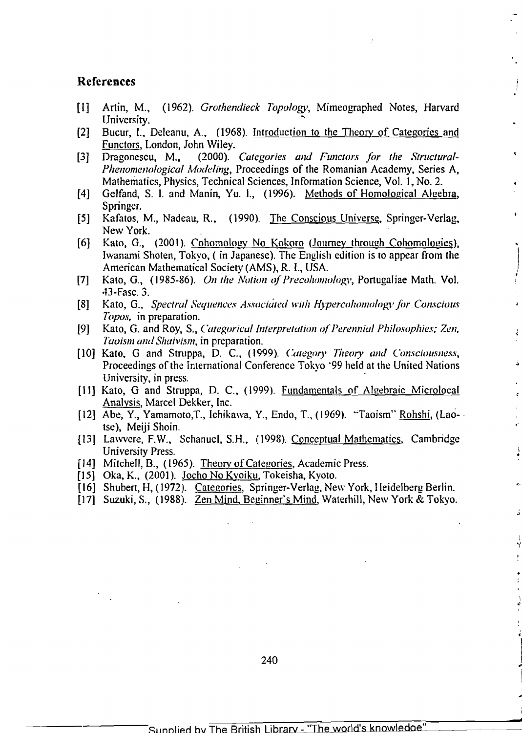## References

[1] Artin, M., (1962). *Grothendieck Topology*, Mimeographed Notes, Harvard University.

[2] Bucur, I., Deleanu, A., (1968). Introduction to the Theory of Categories and Functors, London, John Wiley.

[3] Dragonescu, M., (2000). *Categories and Functors for the Structural-Phenomenological Modeling*, Proceedings of the Romanian Academy, Series A, Mathematics, Physics, Technical Sciences, Information Science, Vol. 1, No. 2.

[4] Gelfand, S. I. and Manin, Yu. I., (1996). Methods of Homological Algebra, Springer.

[5] Kafatos, M., Nadeau, R., (1990). The Conscious Universe, Springer-Verlag, New York.

[6] Kato, G., (2001). Cohomology No Kokoro (Journey through Cohomologies), Iwanami Shoten, Tokyo, ( in Japanese). The English edition is to appear from the American Mathematical Society (AMS), R. I., USA.

[7] Kato, G., (1985-86). *On the Notion of Precohomology*, Portugaliae Math. Vol. 43-Fasc. 3.

[8] Kato, G., *Spectral Sequences Associated with Hypercohomology for Conscious Topos*, in preparation.

[9] Kato, G. and Roy, S., *Categorical Interpretation of Perennial Philosophies; Zen, Taoism and Shaivism*, in preparation.

[10] Kato, G and Struppa, D. C., (1999). *Category Theory and Consciousness*, Proceedings of the International Conference Tokyo '99 held at the United Nations University, in press.

[11] Kato, G and Struppa, D. C., (1999). Fundamentals of Algebraic Microlocal Analysis, Marcel Dekker, Inc.

[12] Abe, Y., Yamamoto,T., Ichikawa, Y., Endo, T., (1969). "Taoism" Rohshi, (Lao-tse), Meiji Shoin.

[13] Lawvere, F.W., Schanuel, S.H., (1998). Conceptual Mathematics, Cambridge University Press.

[14] Mitchell, B., (1965). Theory of Categories, Academic Press.

[15] Oka, K., (2001). Jocho No Kyoiku, Tokeisha, Kyoto.

[16] Shubert, H, (1972). Categories, Springer-Verlag, New York, Heidelberg Berlin.

[17] Suzuki, S., (1988). Zen Mind, Beginner's Mind, Waterhill, New York & Tokyo.